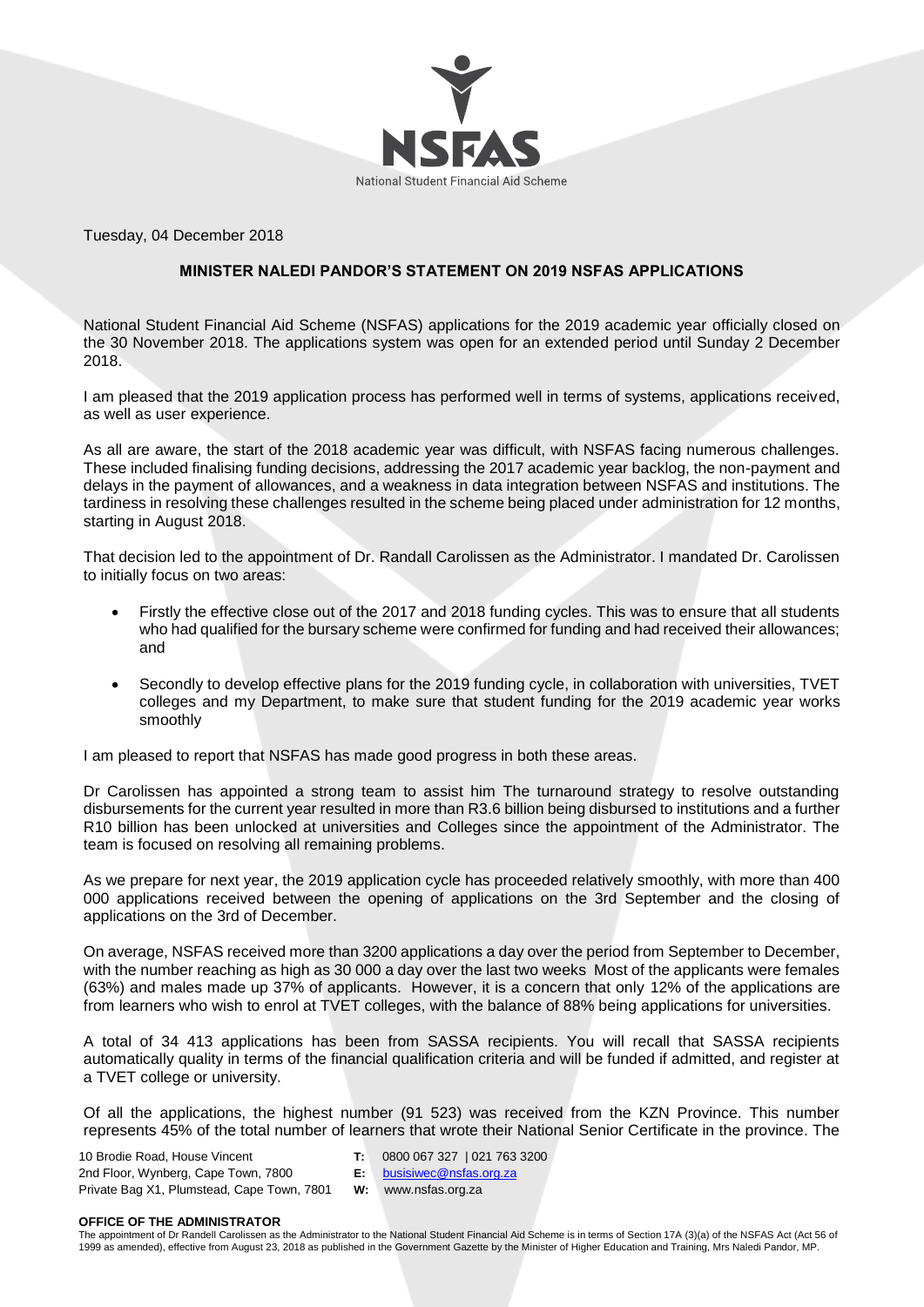Tuesday, 04 December 2018

## MINISTER NALEDI PANDOR'S STATEMENT ON 2019 NSFAS APPLICATIONS

National Student Financial Aid Scheme (NSFAS) applications for the 2019 academic year officially closed on the 30 November 2018. The applications system was open for an extended period until Sunday 2 December 2018.

I am pleased that the 2019 application process has performed well in terms of systems, applications received, as well as user experience.

As all are aware, the start of the 2018 academic year was difficult, with NSFAS facing numerous challenges. These included finalising funding decisions, addressing the 2017 academic year backlog, the non-payment and delays in the payment of allowances, and a weakness in data integration between NSFAS and institutions. The tardiness in resolving these challenges resulted in the scheme being placed under administration for 12 months, starting in August 2018.

That decision led to the appointment of Dr. Randall Carolissen as the Administrator. I mandated Dr. Carolissen to initially focus on two areas:

- Firstly the effective close out of the 2017 and 2018 funding cycles. This was to ensure that all students who had qualified for the bursary scheme were confirmed for funding and had received their allowances; and
- Secondly to develop effective plans for the 2019 funding cycle, in collaboration with universities, TVET colleges and my Department, to make sure that student funding for the 2019 academic year works smoothly

I am pleased to report that NSFAS has made good progress in both these areas.

Dr Carolissen has appointed a strong team to assist him The turnaround strategy to resolve outstanding disbursements for the current year resulted in more than R3.6 billion being disbursed to institutions and a further R10 billion has been unlocked at universities and Colleges since the appointment of the Administrator. The team is focused on resolving all remaining problems.

As we prepare for next year, the 2019 application cycle has proceeded relatively smoothly, with more than 400 000 applications received between the opening of applications on the 3rd September and the closing of applications on the 3rd of December.

On average, NSFAS received more than 3200 applications a day over the period from September to December, with the number reaching as high as 30 000 a day over the last two weeks Most of the applicants were females (63%) and males made up 37% of applicants. However, it is a concern that only 12% of the applications are from learners who wish to enrol at TVET colleges, with the balance of 88% being applications for universities.

A total of 34 413 applications has been from SASSA recipients. You will recall that SASSA recipients automatically quality in terms of the financial qualification criteria and will be funded if admitted, and register at a TVET college or university.

Of all the applications, the highest number (91 523) was received from the KZN Province. This number represents 45% of the total number of learners that wrote their National Senior Certificate in the province. The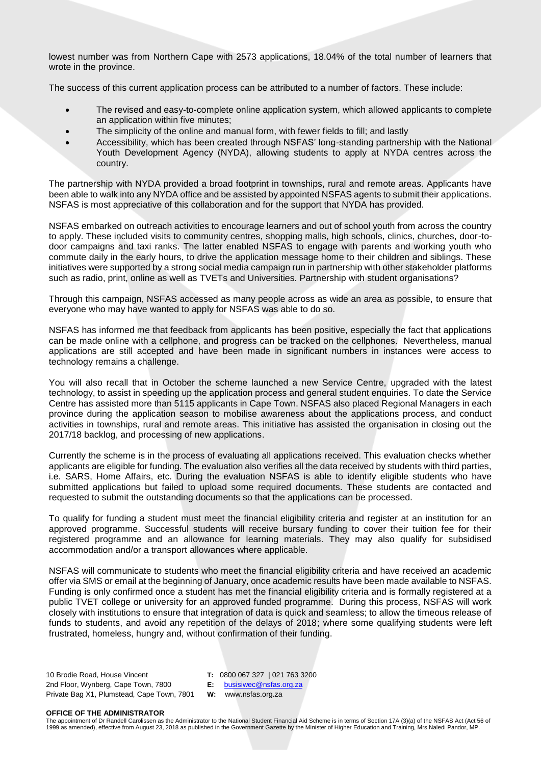lowest number was from Northern Cape with 2573 applications, 18.04% of the total number of learners that wrote in the province.

The success of this current application process can be attributed to a number of factors. These include:

- The revised and easy-to-complete online application system, which allowed applicants to complete an application within five minutes;
- The simplicity of the online and manual form, with fewer fields to fill; and lastly
- Accessibility, which has been created through NSFAS' long-standing partnership with the National Youth Development Agency (NYDA), allowing students to apply at NYDA centres across the country.

The partnership with NYDA provided a broad footprint in townships, rural and remote areas. Applicants have been able to walk into any NYDA office and be assisted by appointed NSFAS agents to submit their applications. NSFAS is most appreciative of this collaboration and for the support that NYDA has provided.

NSFAS embarked on outreach activities to encourage learners and out of school youth from across the country to apply. These included visits to community centres, shopping malls, high schools, clinics, churches, door-to-door campaigns and taxi ranks. The latter enabled NSFAS to engage with parents and working youth who commute daily in the early hours, to drive the application message home to their children and siblings. These initiatives were supported by a strong social media campaign run in partnership with other stakeholder platforms such as radio, print, online as well as TVETs and Universities. Partnership with student organisations?

Through this campaign, NSFAS accessed as many people across as wide an area as possible, to ensure that everyone who may have wanted to apply for NSFAS was able to do so.

NSFAS has informed me that feedback from applicants has been positive, especially the fact that applications can be made online with a cellphone, and progress can be tracked on the cellphones. Nevertheless, manual applications are still accepted and have been made in significant numbers in instances were access to technology remains a challenge.

You will also recall that in October the scheme launched a new Service Centre, upgraded with the latest technology, to assist in speeding up the application process and general student enquiries. To date the Service Centre has assisted more than 5115 applicants in Cape Town. NSFAS also placed Regional Managers in each province during the application season to mobilise awareness about the applications process, and conduct activities in townships, rural and remote areas. This initiative has assisted the organisation in closing out the 2017/18 backlog, and processing of new applications.

Currently the scheme is in the process of evaluating all applications received. This evaluation checks whether applicants are eligible for funding. The evaluation also verifies all the data received by students with third parties, i.e. SARS, Home Affairs, etc. During the evaluation NSFAS is able to identify eligible students who have submitted applications but failed to upload some required documents. These students are contacted and requested to submit the outstanding documents so that the applications can be processed.

To qualify for funding a student must meet the financial eligibility criteria and register at an institution for an approved programme. Successful students will receive bursary funding to cover their tuition fee for their registered programme and an allowance for learning materials. They may also qualify for subsidised accommodation and/or a transport allowances where applicable.

NSFAS will communicate to students who meet the financial eligibility criteria and have received an academic offer via SMS or email at the beginning of January, once academic results have been made available to NSFAS. Funding is only confirmed once a student has met the financial eligibility criteria and is formally registered at a public TVET college or university for an approved funded programme. During this process, NSFAS will work closely with institutions to ensure that integration of data is quick and seamless; to allow the timeous release of funds to students, and avoid any repetition of the delays of 2018; where some qualifying students were left frustrated, homeless, hungry and, without confirmation of their funding.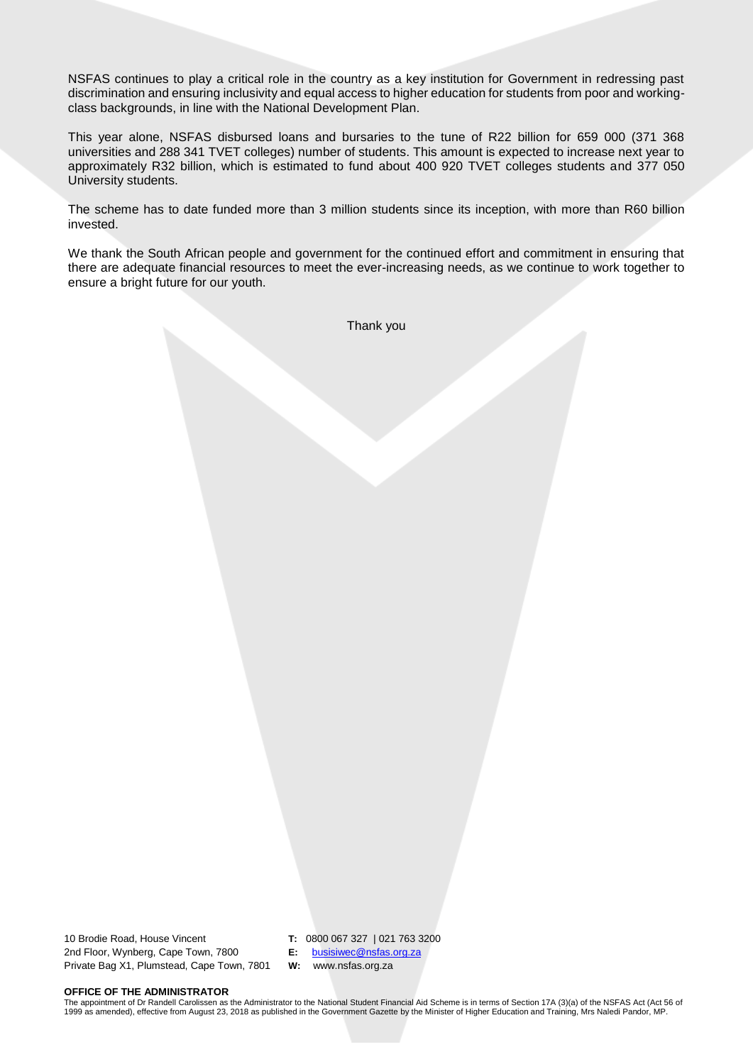NSFAS continues to play a critical role in the country as a key institution for Government in redressing past discrimination and ensuring inclusivity and equal access to higher education for students from poor and working-class backgrounds, in line with the National Development Plan.

This year alone, NSFAS disbursed loans and bursaries to the tune of R22 billion for 659 000 (371 368 universities and 288 341 TVET colleges) number of students. This amount is expected to increase next year to approximately R32 billion, which is estimated to fund about 400 920 TVET colleges students and 377 050 University students.

The scheme has to date funded more than 3 million students since its inception, with more than R60 billion invested.

We thank the South African people and government for the continued effort and commitment in ensuring that there are adequate financial resources to meet the ever-increasing needs, as we continue to work together to ensure a bright future for our youth.

Thank you

10 Brodie Road, House Vincent
2nd Floor, Wynberg, Cape Town, 7800
Private Bag X1, Plumstead, Cape Town, 7801

**T:** 0800 067 327 | 021 763 3200
**E:** busisiwec@nsfas.org.za
**W:** www.nsfas.org.za

**OFFICE OF THE ADMINISTRATOR**

The appointment of Dr Randell Carolissen as the Administrator to the National Student Financial Aid Scheme is in terms of Section 17A (3)(a) of the NSFAS Act (Act 56 of 1999 as amended), effective from August 23, 2018 as published in the Government Gazette by the Minister of Higher Education and Training, Mrs Naledi Pandor, MP.